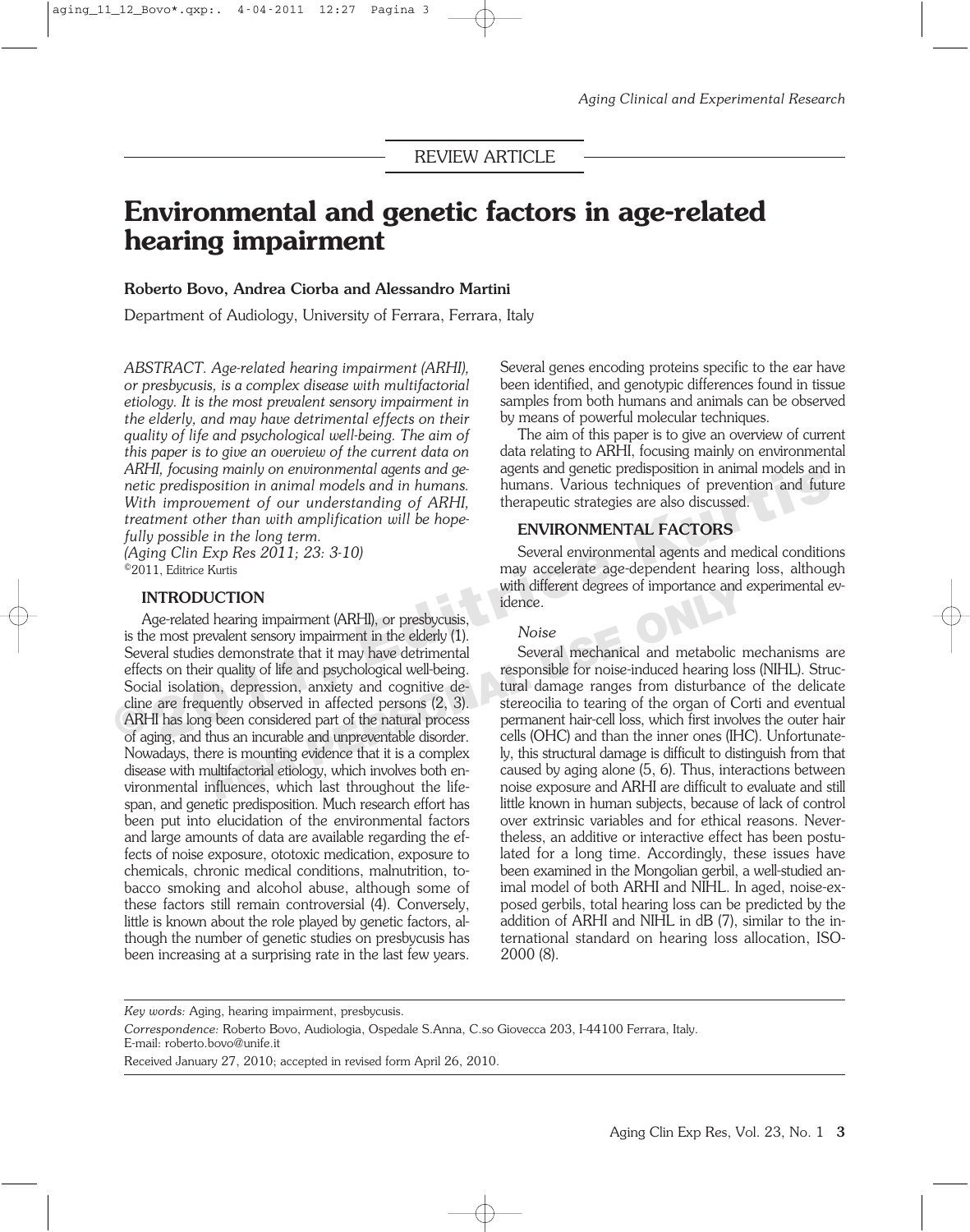REVIEW ARTICLE

# Environmental and genetic factors in age-related hearing impairment

**Roberto Bovo, Andrea Ciorba and Alessandro Martini**

Department of Audiology, University of Ferrara, Ferrara, Italy

*ABSTRACT. Age-related hearing impairment (ARHI), or presbycusis, is a complex disease with multifactorial etiology. It is the most prevalent sensory impairment in the elderly, and may have detrimental effects on their quality of life and psychological well-being. The aim of this paper is to give an overview of the current data on ARHI, focusing mainly on environmental agents and genetic predisposition in animal models and in humans. With improvement of our understanding of ARHI, treatment other than with amplification will be hopefully possible in the long term.*
*(Aging Clin Exp Res 2011; 23: 3-10)*
©2011, Editrice Kurtis

## INTRODUCTION

Age-related hearing impairment (ARHI), or presbycusis, is the most prevalent sensory impairment in the elderly (1). Several studies demonstrate that it may have detrimental effects on their quality of life and psychological well-being. Social isolation, depression, anxiety and cognitive decline are frequently observed in affected persons (2, 3). ARHI has long been considered part of the natural process of aging, and thus an incurable and unpreventable disorder. Nowadays, there is mounting evidence that it is a complex disease with multifactorial etiology, which involves both environmental influences, which last throughout the lifespan, and genetic predisposition. Much research effort has been put into elucidation of the environmental factors and large amounts of data are available regarding the effects of noise exposure, ototoxic medication, exposure to chemicals, chronic medical conditions, malnutrition, tobacco smoking and alcohol abuse, although some of these factors still remain controversial (4). Conversely, little is known about the role played by genetic factors, although the number of genetic studies on presbycusis has been increasing at a surprising rate in the last few years. Several genes encoding proteins specific to the ear have been identified, and genotypic differences found in tissue samples from both humans and animals can be observed by means of powerful molecular techniques.

The aim of this paper is to give an overview of current data relating to ARHI, focusing mainly on environmental agents and genetic predisposition in animal models and in humans. Various techniques of prevention and future therapeutic strategies are also discussed.

## ENVIRONMENTAL FACTORS

Several environmental agents and medical conditions may accelerate age-dependent hearing loss, although with different degrees of importance and experimental evidence.

### *Noise*

Several mechanical and metabolic mechanisms are responsible for noise-induced hearing loss (NIHL). Structural damage ranges from disturbance of the delicate stereocilia to tearing of the organ of Corti and eventual permanent hair-cell loss, which first involves the outer hair cells (OHC) and than the inner ones (IHC). Unfortunately, this structural damage is difficult to distinguish from that caused by aging alone (5, 6). Thus, interactions between noise exposure and ARHI are difficult to evaluate and still little known in human subjects, because of lack of control over extrinsic variables and for ethical reasons. Nevertheless, an additive or interactive effect has been postulated for a long time. Accordingly, these issues have been examined in the Mongolian gerbil, a well-studied animal model of both ARHI and NIHL. In aged, noise-exposed gerbils, total hearing loss can be predicted by the addition of ARHI and NIHL in dB (7), similar to the international standard on hearing loss allocation, ISO-2000 (8).

---

*Key words:* Aging, hearing impairment, presbycusis.

*Correspondence:* Roberto Bovo, Audiologia, Ospedale S.Anna, C.so Giovecca 203, I-44100 Ferrara, Italy.
E-mail: roberto.bovo@unife.it

Received January 27, 2010; accepted in revised form April 26, 2010.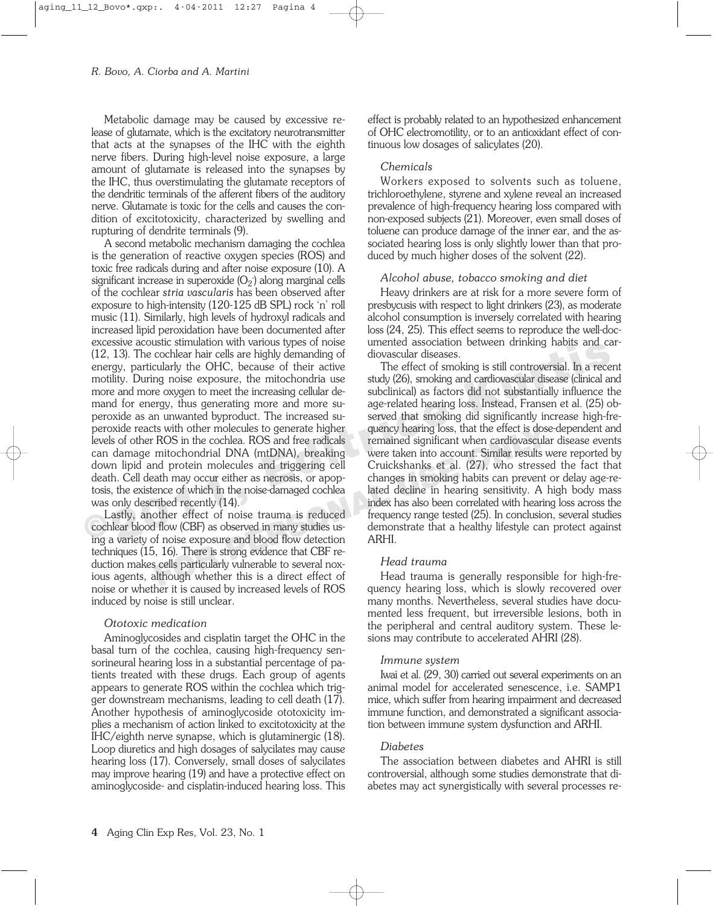Metabolic damage may be caused by excessive release of glutamate, which is the excitatory neurotransmitter that acts at the synapses of the IHC with the eighth nerve fibers. During high-level noise exposure, a large amount of glutamate is released into the synapses by the IHC, thus overstimulating the glutamate receptors of the dendritic terminals of the afferent fibers of the auditory nerve. Glutamate is toxic for the cells and causes the condition of excitotoxicity, characterized by swelling and rupturing of dendrite terminals (9).

A second metabolic mechanism damaging the cochlea is the generation of reactive oxygen species (ROS) and toxic free radicals during and after noise exposure (10). A significant increase in superoxide ($O_2^-$) along marginal cells of the cochlear *stria vascularis* has been observed after exposure to high-intensity (120-125 dB SPL) rock 'n' roll music (11). Similarly, high levels of hydroxyl radicals and increased lipid peroxidation have been documented after excessive acoustic stimulation with various types of noise (12, 13). The cochlear hair cells are highly demanding of energy, particularly the OHC, because of their active motility. During noise exposure, the mitochondria use more and more oxygen to meet the increasing cellular demand for energy, thus generating more and more superoxide as an unwanted byproduct. The increased superoxide reacts with other molecules to generate higher levels of other ROS in the cochlea. ROS and free radicals can damage mitochondrial DNA (mtDNA), breaking down lipid and protein molecules and triggering cell death. Cell death may occur either as necrosis, or apoptosis, the existence of which in the noise-damaged cochlea was only described recently (14).

Lastly, another effect of noise trauma is reduced cochlear blood flow (CBF) as observed in many studies using a variety of noise exposure and blood flow detection techniques (15, 16). There is strong evidence that CBF reduction makes cells particularly vulnerable to several noxious agents, although whether this is a direct effect of noise or whether it is caused by increased levels of ROS induced by noise is still unclear.

### *Ototoxic medication*

Aminoglycosides and cisplatin target the OHC in the basal turn of the cochlea, causing high-frequency sensorineural hearing loss in a substantial percentage of patients treated with these drugs. Each group of agents appears to generate ROS within the cochlea which trigger downstream mechanisms, leading to cell death (17). Another hypothesis of aminoglycoside ototoxicity implies a mechanism of action linked to excitotoxicity at the IHC/eighth nerve synapse, which is glutaminergic (18). Loop diuretics and high dosages of salycilates may cause hearing loss (17). Conversely, small doses of salycilates may improve hearing (19) and have a protective effect on aminoglycoside- and cisplatin-induced hearing loss. This effect is probably related to an hypothesized enhancement of OHC electromotility, or to an antioxidant effect of continuous low dosages of salicylates (20).

### *Chemicals*

Workers exposed to solvents such as toluene, trichloroethylene, styrene and xylene reveal an increased prevalence of high-frequency hearing loss compared with non-exposed subjects (21). Moreover, even small doses of toluene can produce damage of the inner ear, and the associated hearing loss is only slightly lower than that produced by much higher doses of the solvent (22).

### *Alcohol abuse, tobacco smoking and diet*

Heavy drinkers are at risk for a more severe form of presbycusis with respect to light drinkers (23), as moderate alcohol consumption is inversely correlated with hearing loss (24, 25). This effect seems to reproduce the well-documented association between drinking habits and cardiovascular diseases.

The effect of smoking is still controversial. In a recent study (26), smoking and cardiovascular disease (clinical and subclinical) as factors did not substantially influence the age-related hearing loss. Instead, Fransen et al. (25) observed that smoking did significantly increase high-frequency hearing loss, that the effect is dose-dependent and remained significant when cardiovascular disease events were taken into account. Similar results were reported by Cruickshanks et al. (27), who stressed the fact that changes in smoking habits can prevent or delay age-related decline in hearing sensitivity. A high body mass index has also been correlated with hearing loss across the frequency range tested (25). In conclusion, several studies demonstrate that a healthy lifestyle can protect against ARHI.

### *Head trauma*

Head trauma is generally responsible for high-frequency hearing loss, which is slowly recovered over many months. Nevertheless, several studies have documented less frequent, but irreversible lesions, both in the peripheral and central auditory system. These lesions may contribute to accelerated AHRI (28).

### *Immune system*

Iwai et al. (29, 30) carried out several experiments on an animal model for accelerated senescence, i.e. SAMP1 mice, which suffer from hearing impairment and decreased immune function, and demonstrated a significant association between immune system dysfunction and ARHI.

### *Diabetes*

The association between diabetes and AHRI is still controversial, although some studies demonstrate that diabetes may act synergistically with several processes re-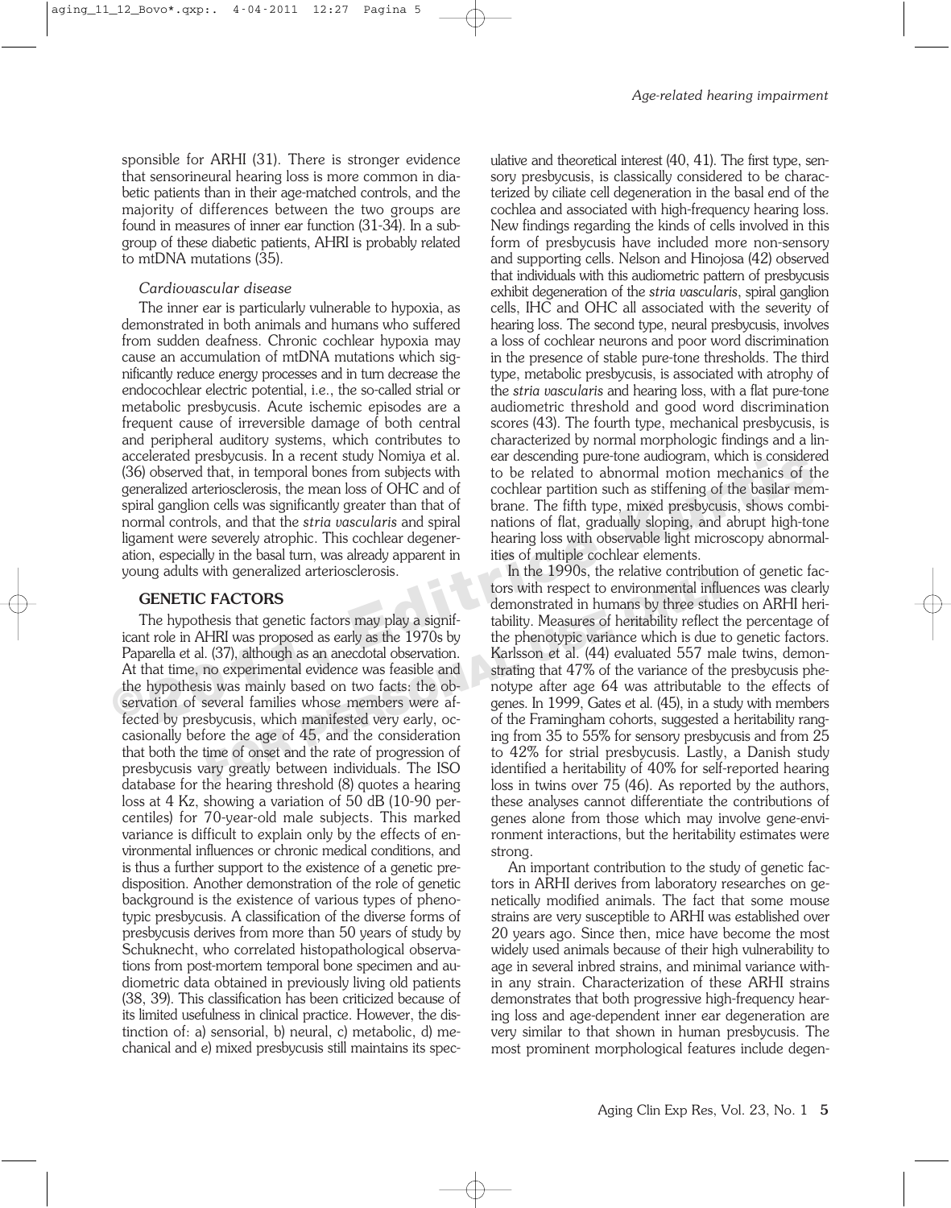sponsible for ARHI (31). There is stronger evidence that sensorineural hearing loss is more common in diabetic patients than in their age-matched controls, and the majority of differences between the two groups are found in measures of inner ear function (31-34). In a subgroup of these diabetic patients, AHRI is probably related to mtDNA mutations (35).

*Cardiovascular disease*

The inner ear is particularly vulnerable to hypoxia, as demonstrated in both animals and humans who suffered from sudden deafness. Chronic cochlear hypoxia may cause an accumulation of mtDNA mutations which significantly reduce energy processes and in turn decrease the endocochlear electric potential, i.e., the so-called strial or metabolic presbycusis. Acute ischemic episodes are a frequent cause of irreversible damage of both central and peripheral auditory systems, which contributes to accelerated presbycusis. In a recent study Nomiya et al. (36) observed that, in temporal bones from subjects with generalized arteriosclerosis, the mean loss of OHC and of spiral ganglion cells was significantly greater than that of normal controls, and that the *stria vascularis* and spiral ligament were severely atrophic. This cochlear degeneration, especially in the basal turn, was already apparent in young adults with generalized arteriosclerosis.

## GENETIC FACTORS

The hypothesis that genetic factors may play a significant role in AHRI was proposed as early as the 1970s by Paparella et al. (37), although as an anecdotal observation. At that time, no experimental evidence was feasible and the hypothesis was mainly based on two facts: the observation of several families whose members were affected by presbycusis, which manifested very early, occasionally before the age of 45, and the consideration that both the time of onset and the rate of progression of presbycusis vary greatly between individuals. The ISO database for the hearing threshold (8) quotes a hearing loss at 4 Kz, showing a variation of 50 dB (10-90 percentiles) for 70-year-old male subjects. This marked variance is difficult to explain only by the effects of environmental influences or chronic medical conditions, and is thus a further support to the existence of a genetic predisposition. Another demonstration of the role of genetic background is the existence of various types of phenotypic presbycusis. A classification of the diverse forms of presbycusis derives from more than 50 years of study by Schuknecht, who correlated histopathological observations from post-mortem temporal bone specimen and audiometric data obtained in previously living old patients (38, 39). This classification has been criticized because of its limited usefulness in clinical practice. However, the distinction of: a) sensorial, b) neural, c) metabolic, d) mechanical and e) mixed presbycusis still maintains its speculative and theoretical interest (40, 41). The first type, sensory presbycusis, is classically considered to be characterized by ciliate cell degeneration in the basal end of the cochlea and associated with high-frequency hearing loss. New findings regarding the kinds of cells involved in this form of presbycusis have included more non-sensory and supporting cells. Nelson and Hinojosa (42) observed that individuals with this audiometric pattern of presbycusis exhibit degeneration of the *stria vascularis*, spiral ganglion cells, IHC and OHC all associated with the severity of hearing loss. The second type, neural presbycusis, involves a loss of cochlear neurons and poor word discrimination in the presence of stable pure-tone thresholds. The third type, metabolic presbycusis, is associated with atrophy of the *stria vascularis* and hearing loss, with a flat pure-tone audiometric threshold and good word discrimination scores (43). The fourth type, mechanical presbycusis, is characterized by normal morphologic findings and a linear descending pure-tone audiogram, which is considered to be related to abnormal motion mechanics of the cochlear partition such as stiffening of the basilar membrane. The fifth type, mixed presbycusis, shows combinations of flat, gradually sloping, and abrupt high-tone hearing loss with observable light microscopy abnormalities of multiple cochlear elements.

In the 1990s, the relative contribution of genetic factors with respect to environmental influences was clearly demonstrated in humans by three studies on ARHI heritability. Measures of heritability reflect the percentage of the phenotypic variance which is due to genetic factors. Karlsson et al. (44) evaluated 557 male twins, demonstrating that 47% of the variance of the presbycusis phenotype after age 64 was attributable to the effects of genes. In 1999, Gates et al. (45), in a study with members of the Framingham cohorts, suggested a heritability ranging from 35 to 55% for sensory presbycusis and from 25 to 42% for strial presbycusis. Lastly, a Danish study identified a heritability of 40% for self-reported hearing loss in twins over 75 (46). As reported by the authors, these analyses cannot differentiate the contributions of genes alone from those which may involve gene-environment interactions, but the heritability estimates were strong.

An important contribution to the study of genetic factors in ARHI derives from laboratory researches on genetically modified animals. The fact that some mouse strains are very susceptible to ARHI was established over 20 years ago. Since then, mice have become the most widely used animals because of their high vulnerability to age in several inbred strains, and minimal variance within any strain. Characterization of these ARHI strains demonstrates that both progressive high-frequency hearing loss and age-dependent inner ear degeneration are very similar to that shown in human presbycusis. The most prominent morphological features include degen-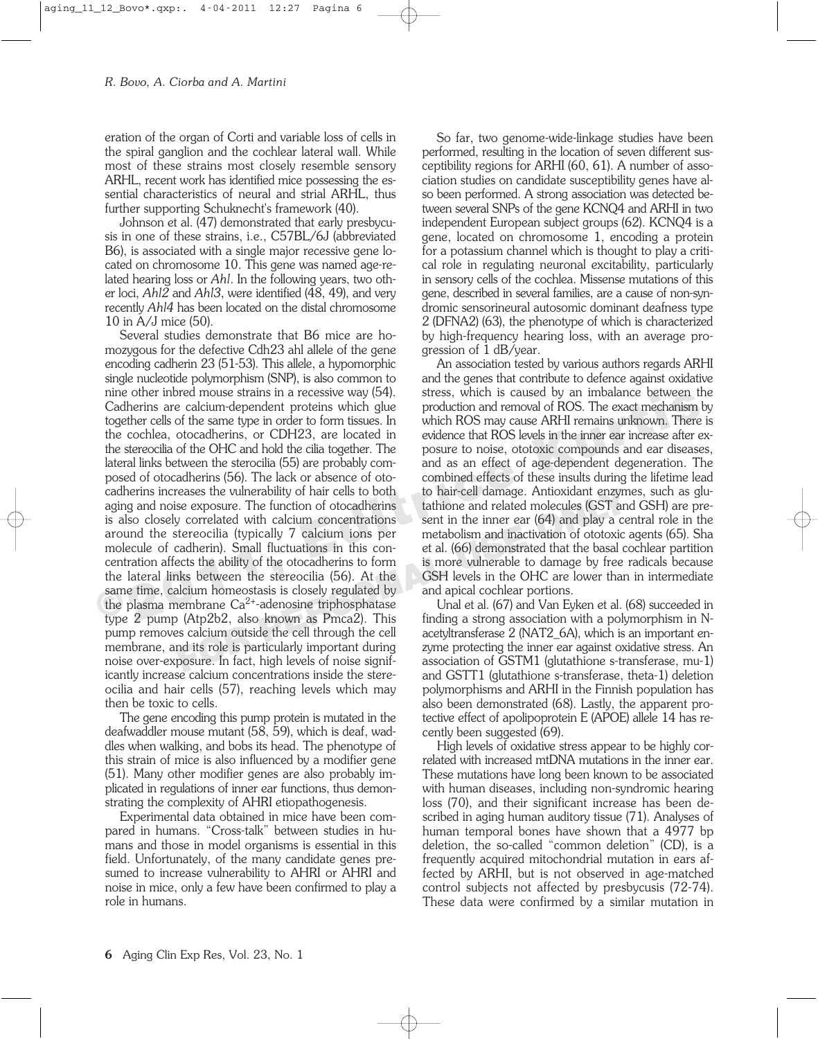eration of the organ of Corti and variable loss of cells in the spiral ganglion and the cochlear lateral wall. While most of these strains most closely resemble sensory ARHL, recent work has identified mice possessing the essential characteristics of neural and strial ARHL, thus further supporting Schuknecht's framework (40).

Johnson et al. (47) demonstrated that early presbycusis in one of these strains, i.e., C57BL/6J (abbreviated B6), is associated with a single major recessive gene located on chromosome 10. This gene was named age-related hearing loss or *Ahl*. In the following years, two other loci, *Ahl2* and *Ahl3*, were identified (48, 49), and very recently *Ahl4* has been located on the distal chromosome 10 in A/J mice (50).

Several studies demonstrate that B6 mice are homozygous for the defective Cdh23 ahl allele of the gene encoding cadherin 23 (51-53). This allele, a hypomorphic single nucleotide polymorphism (SNP), is also common to nine other inbred mouse strains in a recessive way (54). Cadherins are calcium-dependent proteins which glue together cells of the same type in order to form tissues. In the cochlea, otocadherins, or CDH23, are located in the stereocilia of the OHC and hold the cilia together. The lateral links between the sterocilia (55) are probably composed of otocadherins (56). The lack or absence of otocadherins increases the vulnerability of hair cells to both aging and noise exposure. The function of otocadherins is also closely correlated with calcium concentrations around the stereocilia (typically 7 calcium ions per molecule of cadherin). Small fluctuations in this concentration affects the ability of the otocadherins to form the lateral links between the stereocilia (56). At the same time, calcium homeostasis is closely regulated by the plasma membrane $Ca^{2+}$-adenosine triphosphatase type 2 pump (Atp2b2, also known as Pmca2). This pump removes calcium outside the cell through the cell membrane, and its role is particularly important during noise over-exposure. In fact, high levels of noise significantly increase calcium concentrations inside the stereocilia and hair cells (57), reaching levels which may then be toxic to cells.

The gene encoding this pump protein is mutated in the deafwaddler mouse mutant (58, 59), which is deaf, waddles when walking, and bobs its head. The phenotype of this strain of mice is also influenced by a modifier gene (51). Many other modifier genes are also probably implicated in regulations of inner ear functions, thus demonstrating the complexity of AHRI etiopathogenesis.

Experimental data obtained in mice have been compared in humans. "Cross-talk" between studies in humans and those in model organisms is essential in this field. Unfortunately, of the many candidate genes presumed to increase vulnerability to AHRI or AHRI and noise in mice, only a few have been confirmed to play a role in humans.

So far, two genome-wide-linkage studies have been performed, resulting in the location of seven different susceptibility regions for ARHI (60, 61). A number of association studies on candidate susceptibility genes have also been performed. A strong association was detected between several SNPs of the gene KCNQ4 and ARHI in two independent European subject groups (62). KCNQ4 is a gene, located on chromosome 1, encoding a protein for a potassium channel which is thought to play a critical role in regulating neuronal excitability, particularly in sensory cells of the cochlea. Missense mutations of this gene, described in several families, are a cause of non-syndromic sensorineural autosomic dominant deafness type 2 (DFNA2) (63), the phenotype of which is characterized by high-frequency hearing loss, with an average progression of 1 dB/year.

An association tested by various authors regards ARHI and the genes that contribute to defence against oxidative stress, which is caused by an imbalance between the production and removal of ROS. The exact mechanism by which ROS may cause ARHI remains unknown. There is evidence that ROS levels in the inner ear increase after exposure to noise, ototoxic compounds and ear diseases, and as an effect of age-dependent degeneration. The combined effects of these insults during the lifetime lead to hair-cell damage. Antioxidant enzymes, such as glutathione and related molecules (GST and GSH) are present in the inner ear (64) and play a central role in the metabolism and inactivation of ototoxic agents (65). Sha et al. (66) demonstrated that the basal cochlear partition is more vulnerable to damage by free radicals because GSH levels in the OHC are lower than in intermediate and apical cochlear portions.

Unal et al. (67) and Van Eyken et al. (68) succeeded in finding a strong association with a polymorphism in N-acetyltransferase 2 (NAT2_6A), which is an important enzyme protecting the inner ear against oxidative stress. An association of GSTM1 (glutathione s-transferase, mu-1) and GSTT1 (glutathione s-transferase, theta-1) deletion polymorphisms and ARHI in the Finnish population has also been demonstrated (68). Lastly, the apparent protective effect of apolipoprotein E (APOE) allele 14 has recently been suggested (69).

High levels of oxidative stress appear to be highly correlated with increased mtDNA mutations in the inner ear. These mutations have long been known to be associated with human diseases, including non-syndromic hearing loss (70), and their significant increase has been described in aging human auditory tissue (71). Analyses of human temporal bones have shown that a 4977 bp deletion, the so-called "common deletion" (CD), is a frequently acquired mitochondrial mutation in ears affected by ARHI, but is not observed in age-matched control subjects not affected by presbycusis (72-74). These data were confirmed by a similar mutation in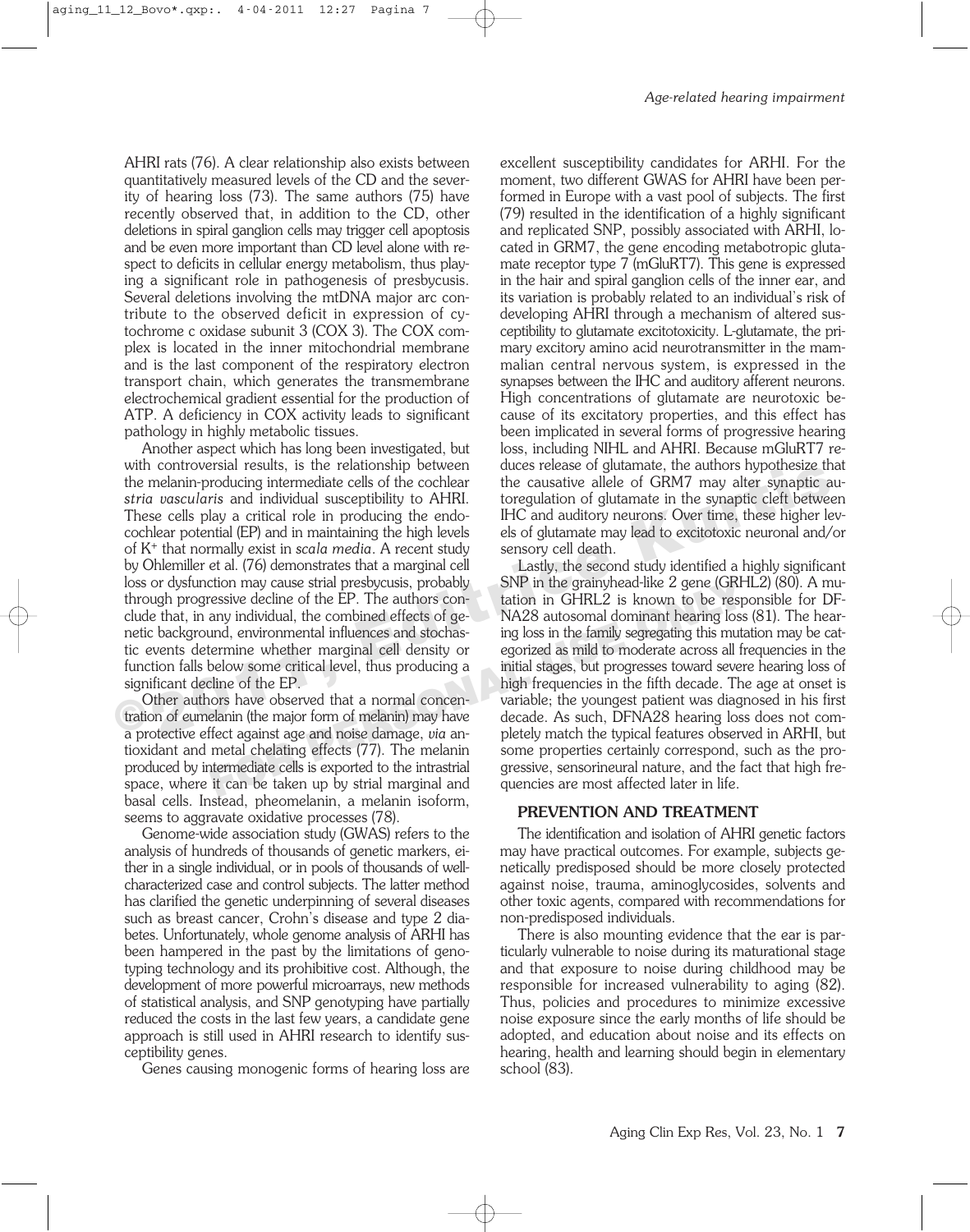AHRI rats (76). A clear relationship also exists between quantitatively measured levels of the CD and the severity of hearing loss (73). The same authors (75) have recently observed that, in addition to the CD, other deletions in spiral ganglion cells may trigger cell apoptosis and be even more important than CD level alone with respect to deficits in cellular energy metabolism, thus playing a significant role in pathogenesis of presbycusis. Several deletions involving the mtDNA major arc contribute to the observed deficit in expression of cytochrome c oxidase subunit 3 (COX 3). The COX complex is located in the inner mitochondrial membrane and is the last component of the respiratory electron transport chain, which generates the transmembrane electrochemical gradient essential for the production of ATP. A deficiency in COX activity leads to significant pathology in highly metabolic tissues.

Another aspect which has long been investigated, but with controversial results, is the relationship between the melanin-producing intermediate cells of the cochlear *stria vascularis* and individual susceptibility to AHRI. These cells play a critical role in producing the endocochlear potential (EP) and in maintaining the high levels of $K^+$ that normally exist in *scala media*. A recent study by Ohlemiller et al. (76) demonstrates that a marginal cell loss or dysfunction may cause strial presbycusis, probably through progressive decline of the EP. The authors conclude that, in any individual, the combined effects of genetic background, environmental influences and stochastic events determine whether marginal cell density or function falls below some critical level, thus producing a significant decline of the EP.

Other authors have observed that a normal concentration of eumelanin (the major form of melanin) may have a protective effect against age and noise damage, *via* antioxidant and metal chelating effects (77). The melanin produced by intermediate cells is exported to the intrastrial space, where it can be taken up by strial marginal and basal cells. Instead, pheomelanin, a melanin isoform, seems to aggravate oxidative processes (78).

Genome-wide association study (GWAS) refers to the analysis of hundreds of thousands of genetic markers, either in a single individual, or in pools of thousands of well-characterized case and control subjects. The latter method has clarified the genetic underpinning of several diseases such as breast cancer, Crohn's disease and type 2 diabetes. Unfortunately, whole genome analysis of ARHI has been hampered in the past by the limitations of genotyping technology and its prohibitive cost. Although, the development of more powerful microarrays, new methods of statistical analysis, and SNP genotyping have partially reduced the costs in the last few years, a candidate gene approach is still used in AHRI research to identify susceptibility genes.

Genes causing monogenic forms of hearing loss are excellent susceptibility candidates for ARHI. For the moment, two different GWAS for AHRI have been performed in Europe with a vast pool of subjects. The first (79) resulted in the identification of a highly significant and replicated SNP, possibly associated with ARHI, located in GRM7, the gene encoding metabotropic glutamate receptor type 7 (mGluRT7). This gene is expressed in the hair and spiral ganglion cells of the inner ear, and its variation is probably related to an individual's risk of developing AHRI through a mechanism of altered susceptibility to glutamate excitotoxicity. L-glutamate, the primary excitory amino acid neurotransmitter in the mammalian central nervous system, is expressed in the synapses between the IHC and auditory afferent neurons. High concentrations of glutamate are neurotoxic because of its excitatory properties, and this effect has been implicated in several forms of progressive hearing loss, including NIHL and AHRI. Because mGluRT7 reduces release of glutamate, the authors hypothesize that the causative allele of GRM7 may alter synaptic autoregulation of glutamate in the synaptic cleft between IHC and auditory neurons. Over time, these higher levels of glutamate may lead to excitotoxic neuronal and/or sensory cell death.

Lastly, the second study identified a highly significant SNP in the grainyhead-like 2 gene (GRHL2) (80). A mutation in GHRL2 is known to be responsible for DFNA28 autosomal dominant hearing loss (81). The hearing loss in the family segregating this mutation may be categorized as mild to moderate across all frequencies in the initial stages, but progresses toward severe hearing loss of high frequencies in the fifth decade. The age at onset is variable; the youngest patient was diagnosed in his first decade. As such, DFNA28 hearing loss does not completely match the typical features observed in ARHI, but some properties certainly correspond, such as the progressive, sensorineural nature, and the fact that high frequencies are most affected later in life.

## PREVENTION AND TREATMENT

The identification and isolation of AHRI genetic factors may have practical outcomes. For example, subjects genetically predisposed should be more closely protected against noise, trauma, aminoglycosides, solvents and other toxic agents, compared with recommendations for non-predisposed individuals.

There is also mounting evidence that the ear is particularly vulnerable to noise during its maturational stage and that exposure to noise during childhood may be responsible for increased vulnerability to aging (82). Thus, policies and procedures to minimize excessive noise exposure since the early months of life should be adopted, and education about noise and its effects on hearing, health and learning should begin in elementary school (83).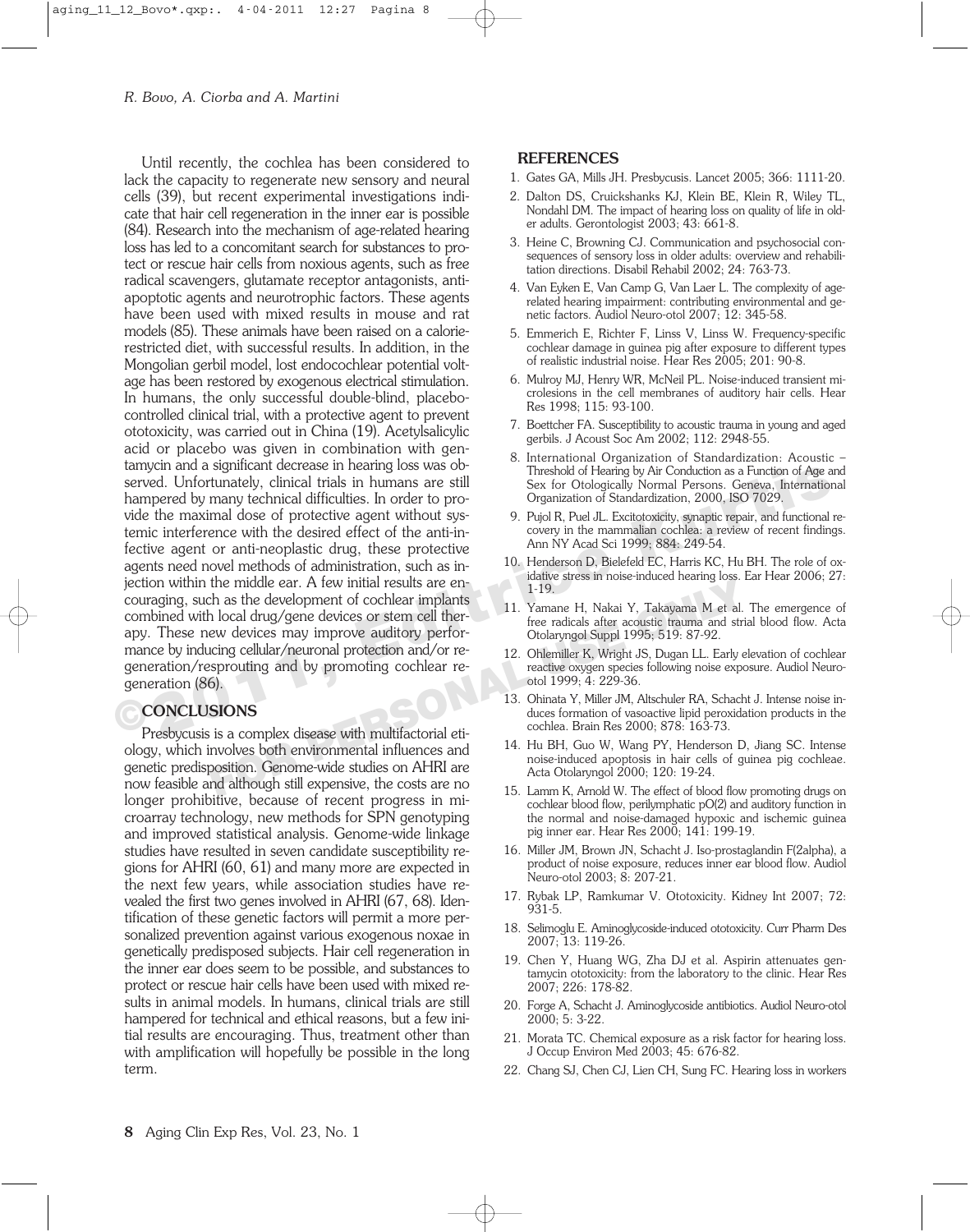Until recently, the cochlea has been considered to lack the capacity to regenerate new sensory and neural cells (39), but recent experimental investigations indicate that hair cell regeneration in the inner ear is possible (84). Research into the mechanism of age-related hearing loss has led to a concomitant search for substances to protect or rescue hair cells from noxious agents, such as free radical scavengers, glutamate receptor antagonists, anti-apoptotic agents and neurotrophic factors. These agents have been used with mixed results in mouse and rat models (85). These animals have been raised on a calorie-restricted diet, with successful results. In addition, in the Mongolian gerbil model, lost endocochlear potential voltage has been restored by exogenous electrical stimulation. In humans, the only successful double-blind, placebo-controlled clinical trial, with a protective agent to prevent ototoxicity, was carried out in China (19). Acetylsalicylic acid or placebo was given in combination with gentamycin and a significant decrease in hearing loss was observed. Unfortunately, clinical trials in humans are still hampered by many technical difficulties. In order to provide the maximal dose of protective agent without systemic interference with the desired effect of the anti-infective agent or anti-neoplastic drug, these protective agents need novel methods of administration, such as injection within the middle ear. A few initial results are encouraging, such as the development of cochlear implants combined with local drug/gene devices or stem cell therapy. These new devices may improve auditory performance by inducing cellular/neuronal protection and/or regeneration/resprouting and by promoting cochlear regeneration (86).

## CONCLUSIONS

Presbycusis is a complex disease with multifactorial etiology, which involves both environmental influences and genetic predisposition. Genome-wide studies on AHRI are now feasible and although still expensive, the costs are no longer prohibitive, because of recent progress in microarray technology, new methods for SPN genotyping and improved statistical analysis. Genome-wide linkage studies have resulted in seven candidate susceptibility regions for AHRI (60, 61) and many more are expected in the next few years, while association studies have revealed the first two genes involved in AHRI (67, 68). Identification of these genetic factors will permit a more personalized prevention against various exogenous noxae in genetically predisposed subjects. Hair cell regeneration in the inner ear does seem to be possible, and substances to protect or rescue hair cells have been used with mixed results in animal models. In humans, clinical trials are still hampered for technical and ethical reasons, but a few initial results are encouraging. Thus, treatment other than with amplification will hopefully be possible in the long term.

## REFERENCES

1. Gates GA, Mills JH. Presbycusis. Lancet 2005; 366: 1111-20.
2. Dalton DS, Cruickshanks KJ, Klein BE, Klein R, Wiley TL, Nondahl DM. The impact of hearing loss on quality of life in older adults. Gerontologist 2003; 43: 661-8.
3. Heine C, Browning CJ. Communication and psychosocial consequences of sensory loss in older adults: overview and rehabilitation directions. Disabil Rehabil 2002; 24: 763-73.
4. Van Eyken E, Van Camp G, Van Laer L. The complexity of age-related hearing impairment: contributing environmental and genetic factors. Audiol Neuro-otol 2007; 12: 345-58.
5. Emmerich E, Richter F, Linss V, Linss W. Frequency-specific cochlear damage in guinea pig after exposure to different types of realistic industrial noise. Hear Res 2005; 201: 90-8.
6. Mulroy MJ, Henry WR, McNeil PL. Noise-induced transient microlesions in the cell membranes of auditory hair cells. Hear Res 1998; 115: 93-100.
7. Boettcher FA. Susceptibility to acoustic trauma in young and aged gerbils. J Acoust Soc Am 2002; 112: 2948-55.
8. International Organization of Standardization: Acoustic – Threshold of Hearing by Air Conduction as a Function of Age and Sex for Otologically Normal Persons. Geneva, International Organization of Standardization, 2000, ISO 7029.
9. Pujol R, Puel JL. Excitotoxicity, synaptic repair, and functional recovery in the mammalian cochlea: a review of recent findings. Ann NY Acad Sci 1999; 884: 249-54.
10. Henderson D, Bielefeld EC, Harris KC, Hu BH. The role of oxidative stress in noise-induced hearing loss. Ear Hear 2006; 27: 1-19.
11. Yamane H, Nakai Y, Takayama M et al. The emergence of free radicals after acoustic trauma and strial blood flow. Acta Otolaryngol Suppl 1995; 519: 87-92.
12. Ohlemiller K, Wright JS, Dugan LL. Early elevation of cochlear reactive oxygen species following noise exposure. Audiol Neuro-otol 1999; 4: 229-36.
13. Ohinata Y, Miller JM, Altschuler RA, Schacht J. Intense noise induces formation of vasoactive lipid peroxidation products in the cochlea. Brain Res 2000; 878: 163-73.
14. Hu BH, Guo W, Wang PY, Henderson D, Jiang SC. Intense noise-induced apoptosis in hair cells of guinea pig cochleae. Acta Otolaryngol 2000; 120: 19-24.
15. Lamm K, Arnold W. The effect of blood flow promoting drugs on cochlear blood flow, perilymphatic pO(2) and auditory function in the normal and noise-damaged hypoxic and ischemic guinea pig inner ear. Hear Res 2000; 141: 199-19.
16. Miller JM, Brown JN, Schacht J. Iso-prostaglandin F(2alpha), a product of noise exposure, reduces inner ear blood flow. Audiol Neuro-otol 2003; 8: 207-21.
17. Rybak LP, Ramkumar V. Ototoxicity. Kidney Int 2007; 72: 931-5.
18. Selimoglu E. Aminoglycoside-induced ototoxicity. Curr Pharm Des 2007; 13: 119-26.
19. Chen Y, Huang WG, Zha DJ et al. Aspirin attenuates gentamycin ototoxicity: from the laboratory to the clinic. Hear Res 2007; 226: 178-82.
20. Forge A, Schacht J. Aminoglycoside antibiotics. Audiol Neuro-otol 2000; 5: 3-22.
21. Morata TC. Chemical exposure as a risk factor for hearing loss. J Occup Environ Med 2003; 45: 676-82.
22. Chang SJ, Chen CJ, Lien CH, Sung FC. Hearing loss in workers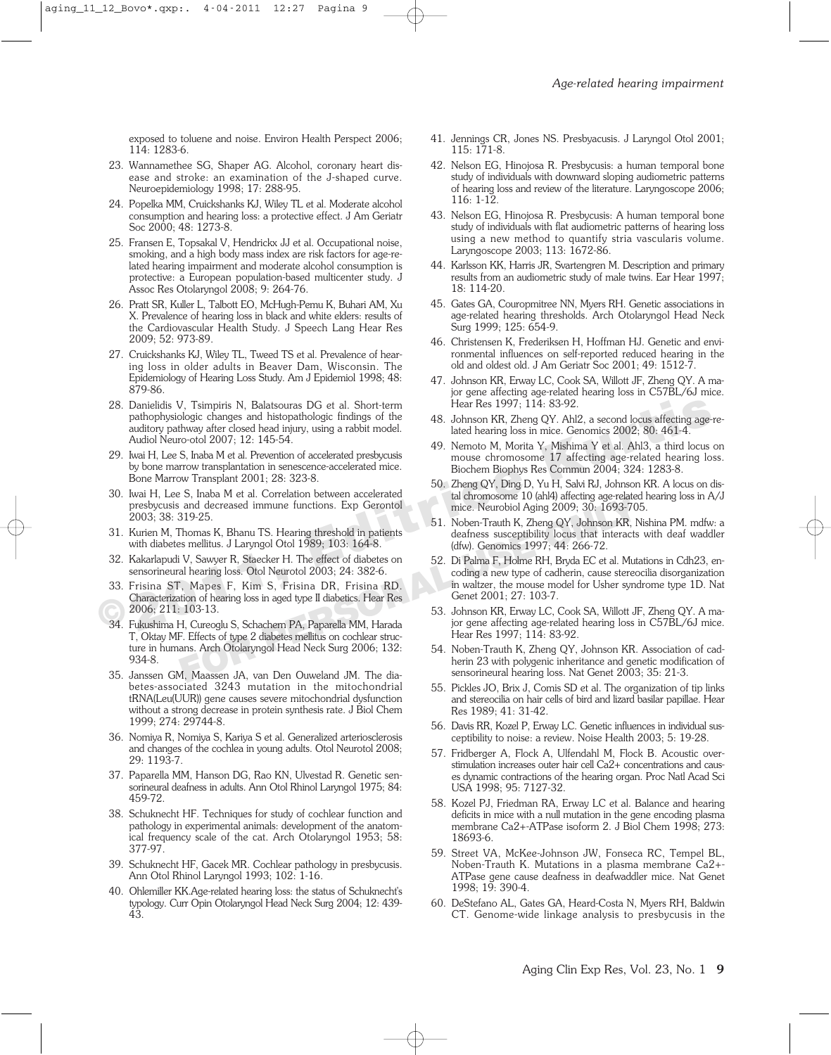exposed to toluene and noise. Environ Health Perspect 2006; 114: 1283-6.

23. Wannamethee SG, Shaper AG. Alcohol, coronary heart disease and stroke: an examination of the J-shaped curve. Neuroepidemiology 1998; 17: 288-95.
24. Popelka MM, Cruickshanks KJ, Wiley TL et al. Moderate alcohol consumption and hearing loss: a protective effect. J Am Geriatr Soc 2000; 48: 1273-8.
25. Fransen E, Topsakal V, Hendrickx JJ et al. Occupational noise, smoking, and a high body mass index are risk factors for age-related hearing impairment and moderate alcohol consumption is protective: a European population-based multicenter study. J Assoc Res Otolaryngol 2008; 9: 264-76.
26. Pratt SR, Kuller L, Talbott EO, McHugh-Pemu K, Buhari AM, Xu X. Prevalence of hearing loss in black and white elders: results of the Cardiovascular Health Study. J Speech Lang Hear Res 2009; 52: 973-89.
27. Cruickshanks KJ, Wiley TL, Tweed TS et al. Prevalence of hearing loss in older adults in Beaver Dam, Wisconsin. The Epidemiology of Hearing Loss Study. Am J Epidemiol 1998; 48: 879-86.
28. Danielidis V, Tsimpiris N, Balatsouras DG et al. Short-term pathophysiologic changes and histopathologic findings of the auditory pathway after closed head injury, using a rabbit model. Audiol Neuro-otol 2007; 12: 145-54.
29. Iwai H, Lee S, Inaba M et al. Prevention of accelerated presbycusis by bone marrow transplantation in senescence-accelerated mice. Bone Marrow Transplant 2001; 28: 323-8.
30. Iwai H, Lee S, Inaba M et al. Correlation between accelerated presbycusis and decreased immune functions. Exp Gerontol 2003; 38: 319-25.
31. Kurien M, Thomas K, Bhanu TS. Hearing threshold in patients with diabetes mellitus. J Laryngol Otol 1989; 103: 164-8.
32. Kakarlapudi V, Sawyer R, Staecker H. The effect of diabetes on sensorineural hearing loss. Otol Neurotol 2003; 24: 382-6.
33. Frisina ST, Mapes F, Kim S, Frisina DR, Frisina RD. Characterization of hearing loss in aged type II diabetics. Hear Res 2006; 211: 103-13.
34. Fukushima H, Cureoglu S, Schachern PA, Paparella MM, Harada T, Oktay MF. Effects of type 2 diabetes mellitus on cochlear structure in humans. Arch Otolaryngol Head Neck Surg 2006; 132: 934-8.
35. Janssen GM, Maassen JA, van Den Ouweland JM. The diabetes-associated 3243 mutation in the mitochondrial tRNA(Leu(UUR)) gene causes severe mitochondrial dysfunction without a strong decrease in protein synthesis rate. J Biol Chem 1999; 274: 29744-8.
36. Nomiya R, Nomiya S, Kariya S et al. Generalized arteriosclerosis and changes of the cochlea in young adults. Otol Neurotol 2008; 29: 1193-7.
37. Paparella MM, Hanson DG, Rao KN, Ulvestad R. Genetic sensorineural deafness in adults. Ann Otol Rhinol Laryngol 1975; 84: 459-72.
38. Schuknecht HF. Techniques for study of cochlear function and pathology in experimental animals: development of the anatomical frequency scale of the cat. Arch Otolaryngol 1953; 58: 377-97.
39. Schuknecht HF, Gacek MR. Cochlear pathology in presbycusis. Ann Otol Rhinol Laryngol 1993; 102: 1-16.
40. Ohlemiller KK.Age-related hearing loss: the status of Schuknecht's typology. Curr Opin Otolaryngol Head Neck Surg 2004; 12: 439-43.
41. Jennings CR, Jones NS. Presbyacusis. J Laryngol Otol 2001; 115: 171-8.
42. Nelson EG, Hinojosa R. Presbycusis: a human temporal bone study of individuals with downward sloping audiometric patterns of hearing loss and review of the literature. Laryngoscope 2006; 116: 1-12.
43. Nelson EG, Hinojosa R. Presbycusis: A human temporal bone study of individuals with flat audiometric patterns of hearing loss using a new method to quantify stria vascularis volume. Laryngoscope 2003; 113: 1672-86.
44. Karlsson KK, Harris JR, Svartengren M. Description and primary results from an audiometric study of male twins. Ear Hear 1997; 18: 114-20.
45. Gates GA, Couropmitree NN, Myers RH. Genetic associations in age-related hearing thresholds. Arch Otolaryngol Head Neck Surg 1999; 125: 654-9.
46. Christensen K, Frederiksen H, Hoffman HJ. Genetic and environmental influences on self-reported reduced hearing in the old and oldest old. J Am Geriatr Soc 2001; 49: 1512-7.
47. Johnson KR, Erway LC, Cook SA, Willott JF, Zheng QY. A major gene affecting age-related hearing loss in C57BL/6J mice. Hear Res 1997; 114: 83-92.
48. Johnson KR, Zheng QY. Ahl2, a second locus affecting age-related hearing loss in mice. Genomics 2002; 80: 461-4.
49. Nemoto M, Morita Y, Mishima Y et al. Ahl3, a third locus on mouse chromosome 17 affecting age-related hearing loss. Biochem Biophys Res Commun 2004; 324: 1283-8.
50. Zheng QY, Ding D, Yu H, Salvi RJ, Johnson KR. A locus on distal chromosome 10 (ahl4) affecting age-related hearing loss in A/J mice. Neurobiol Aging 2009; 30: 1693-705.
51. Noben-Trauth K, Zheng QY, Johnson KR, Nishina PM. mdfw: a deafness susceptibility locus that interacts with deaf waddler (dfw). Genomics 1997; 44: 266-72.
52. Di Palma F, Holme RH, Bryda EC et al. Mutations in Cdh23, encoding a new type of cadherin, cause stereocilia disorganization in waltzer, the mouse model for Usher syndrome type 1D. Nat Genet 2001; 27: 103-7.
53. Johnson KR, Erway LC, Cook SA, Willott JF, Zheng QY. A major gene affecting age-related hearing loss in C57BL/6J mice. Hear Res 1997; 114: 83-92.
54. Noben-Trauth K, Zheng QY, Johnson KR. Association of cadherin 23 with polygenic inheritance and genetic modification of sensorineural hearing loss. Nat Genet 2003; 35: 21-3.
55. Pickles JO, Brix J, Comis SD et al. The organization of tip links and stereocilia on hair cells of bird and lizard basilar papillae. Hear Res 1989; 41: 31-42.
56. Davis RR, Kozel P, Erway LC. Genetic influences in individual susceptibility to noise: a review. Noise Health 2003; 5: 19-28.
57. Fridberger A, Flock A, Ulfendahl M, Flock B. Acoustic overstimulation increases outer hair cell Ca2+ concentrations and causes dynamic contractions of the hearing organ. Proc Natl Acad Sci USA 1998; 95: 7127-32.
58. Kozel PJ, Friedman RA, Erway LC et al. Balance and hearing deficits in mice with a null mutation in the gene encoding plasma membrane Ca2+-ATPase isoform 2. J Biol Chem 1998; 273: 18693-6.
59. Street VA, McKee-Johnson JW, Fonseca RC, Tempel BL, Noben-Trauth K. Mutations in a plasma membrane Ca2+-ATPase gene cause deafness in deafwaddler mice. Nat Genet 1998; 19: 390-4.
60. DeStefano AL, Gates GA, Heard-Costa N, Myers RH, Baldwin CT. Genome-wide linkage analysis to presbycusis in the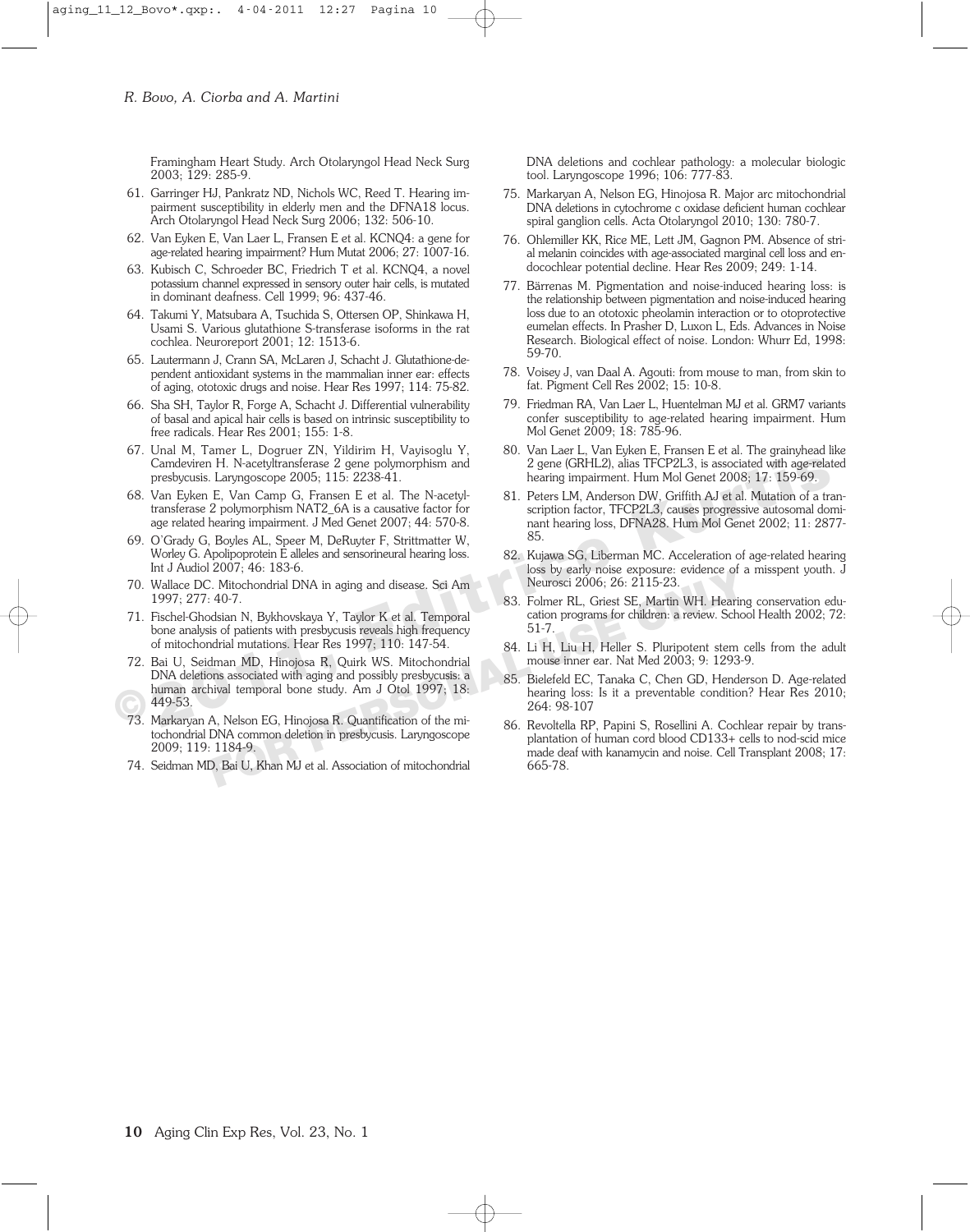Framingham Heart Study. Arch Otolaryngol Head Neck Surg 2003; 129: 285-9.

61. Garringer HJ, Pankratz ND, Nichols WC, Reed T. Hearing impairment susceptibility in elderly men and the DFNA18 locus. Arch Otolaryngol Head Neck Surg 2006; 132: 506-10.
62. Van Eyken E, Van Laer L, Fransen E et al. KCNQ4: a gene for age-related hearing impairment? Hum Mutat 2006; 27: 1007-16.
63. Kubisch C, Schroeder BC, Friedrich T et al. KCNQ4, a novel potassium channel expressed in sensory outer hair cells, is mutated in dominant deafness. Cell 1999; 96: 437-46.
64. Takumi Y, Matsubara A, Tsuchida S, Ottersen OP, Shinkawa H, Usami S. Various glutathione S-transferase isoforms in the rat cochlea. Neuroreport 2001; 12: 1513-6.
65. Lautermann J, Crann SA, McLaren J, Schacht J. Glutathione-dependent antioxidant systems in the mammalian inner ear: effects of aging, ototoxic drugs and noise. Hear Res 1997; 114: 75-82.
66. Sha SH, Taylor R, Forge A, Schacht J. Differential vulnerability of basal and apical hair cells is based on intrinsic susceptibility to free radicals. Hear Res 2001; 155: 1-8.
67. Unal M, Tamer L, Dogruer ZN, Yildirim H, Vayisoglu Y, Camdeviren H. N-acetyltransferase 2 gene polymorphism and presbycusis. Laryngoscope 2005; 115: 2238-41.
68. Van Eyken E, Van Camp G, Fransen E et al. The N-acetyltransferase 2 polymorphism NAT2_6A is a causative factor for age related hearing impairment. J Med Genet 2007; 44: 570-8.
69. O'Grady G, Boyles AL, Speer M, DeRuyter F, Strittmatter W, Worley G. Apolipoprotein E alleles and sensorineural hearing loss. Int J Audiol 2007; 46: 183-6.
70. Wallace DC. Mitochondrial DNA in aging and disease. Sci Am 1997; 277: 40-7.
71. Fischel-Ghodsian N, Bykhovskaya Y, Taylor K et al. Temporal bone analysis of patients with presbycusis reveals high frequency of mitochondrial mutations. Hear Res 1997; 110: 147-54.
72. Bai U, Seidman MD, Hinojosa R, Quirk WS. Mitochondrial DNA deletions associated with aging and possibly presbycusis: a human archival temporal bone study. Am J Otol 1997; 18: 449-53.
73. Markaryan A, Nelson EG, Hinojosa R. Quantification of the mitochondrial DNA common deletion in presbycusis. Laryngoscope 2009; 119: 1184-9.
74. Seidman MD, Bai U, Khan MJ et al. Association of mitochondrial DNA deletions and cochlear pathology: a molecular biologic tool. Laryngoscope 1996; 106: 777-83.
75. Markaryan A, Nelson EG, Hinojosa R. Major arc mitochondrial DNA deletions in cytochrome c oxidase deficient human cochlear spiral ganglion cells. Acta Otolaryngol 2010; 130: 780-7.
76. Ohlemiller KK, Rice ME, Lett JM, Gagnon PM. Absence of strial melanin coincides with age-associated marginal cell loss and endocochlear potential decline. Hear Res 2009; 249: 1-14.
77. Bärrenas M. Pigmentation and noise-induced hearing loss: is the relationship between pigmentation and noise-induced hearing loss due to an ototoxic pheolamin interaction or to otoprotective eumelan effects. In Prasher D, Luxon L, Eds. Advances in Noise Research. Biological effect of noise. London: Whurr Ed, 1998: 59-70.
78. Voisey J, van Daal A. Agouti: from mouse to man, from skin to fat. Pigment Cell Res 2002; 15: 10-8.
79. Friedman RA, Van Laer L, Huentelman MJ et al. GRM7 variants confer susceptibility to age-related hearing impairment. Hum Mol Genet 2009; 18: 785-96.
80. Van Laer L, Van Eyken E, Fransen E et al. The grainyhead like 2 gene (GRHL2), alias TFCP2L3, is associated with age-related hearing impairment. Hum Mol Genet 2008; 17: 159-69.
81. Peters LM, Anderson DW, Griffith AJ et al. Mutation of a transcription factor, TFCP2L3, causes progressive autosomal dominant hearing loss, DFNA28. Hum Mol Genet 2002; 11: 2877-85.
82. Kujawa SG, Liberman MC. Acceleration of age-related hearing loss by early noise exposure: evidence of a misspent youth. J Neurosci 2006; 26: 2115-23.
83. Folmer RL, Griest SE, Martin WH. Hearing conservation education programs for children: a review. School Health 2002; 72: 51-7.
84. Li H, Liu H, Heller S. Pluripotent stem cells from the adult mouse inner ear. Nat Med 2003; 9: 1293-9.
85. Bielefeld EC, Tanaka C, Chen GD, Henderson D. Age-related hearing loss: Is it a preventable condition? Hear Res 2010; 264: 98-107
86. Revoltella RP, Papini S, Rosellini A. Cochlear repair by transplantation of human cord blood CD133+ cells to nod-scid mice made deaf with kanamycin and noise. Cell Transplant 2008; 17: 665-78.